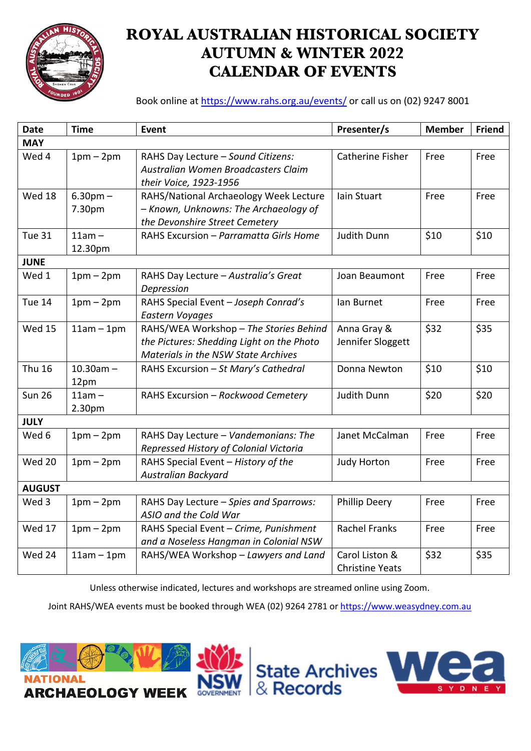# ROYAL AUSTRALIAN HISTORICAL SOCIETY AUTUMN & WINTER 2022 CALENDAR OF EVENTS

Book online at https://www.rahs.org.au/events/ or call us on (02) 9247 8001

| Date | Time | Event | Presenter/s | Member | Friend |
|---|---|---|---|---|---|
| **MAY** | | | | | |
| Wed 4 | 1pm – 2pm | RAHS Day Lecture – *Sound Citizens: Australian Women Broadcasters Claim their Voice, 1923-1956* | Catherine Fisher | Free | Free |
| Wed 18 | 6.30pm – 7.30pm | RAHS/National Archaeology Week Lecture – *Known, Unknowns: The Archaeology of the Devonshire Street Cemetery* | Iain Stuart | Free | Free |
| Tue 31 | 11am – 12.30pm | RAHS Excursion – *Parramatta Girls Home* | Judith Dunn | $10 | $10 |
| **JUNE** | | | | | |
| Wed 1 | 1pm – 2pm | RAHS Day Lecture – *Australia's Great Depression* | Joan Beaumont | Free | Free |
| Tue 14 | 1pm – 2pm | RAHS Special Event – *Joseph Conrad's Eastern Voyages* | Ian Burnet | Free | Free |
| Wed 15 | 11am – 1pm | RAHS/WEA Workshop – *The Stories Behind the Pictures: Shedding Light on the Photo Materials in the NSW State Archives* | Anna Gray & Jennifer Sloggett | $32 | $35 |
| Thu 16 | 10.30am – 12pm | RAHS Excursion – *St Mary's Cathedral* | Donna Newton | $10 | $10 |
| Sun 26 | 11am – 2.30pm | RAHS Excursion – *Rockwood Cemetery* | Judith Dunn | $20 | $20 |
| **JULY** | | | | | |
| Wed 6 | 1pm – 2pm | RAHS Day Lecture – *Vandemonians: The Repressed History of Colonial Victoria* | Janet McCalman | Free | Free |
| Wed 20 | 1pm – 2pm | RAHS Special Event – *History of the Australian Backyard* | Judy Horton | Free | Free |
| **AUGUST** | | | | | |
| Wed 3 | 1pm – 2pm | RAHS Day Lecture – *Spies and Sparrows: ASIO and the Cold War* | Phillip Deery | Free | Free |
| Wed 17 | 1pm – 2pm | RAHS Special Event – *Crime, Punishment and a Noseless Hangman in Colonial NSW* | Rachel Franks | Free | Free |
| Wed 24 | 11am – 1pm | RAHS/WEA Workshop – *Lawyers and Land* | Carol Liston & Christine Yeats | $32 | $35 |

Unless otherwise indicated, lectures and workshops are streamed online using Zoom.

Joint RAHS/WEA events must be booked through WEA (02) 9264 2781 or https://www.weasydney.com.au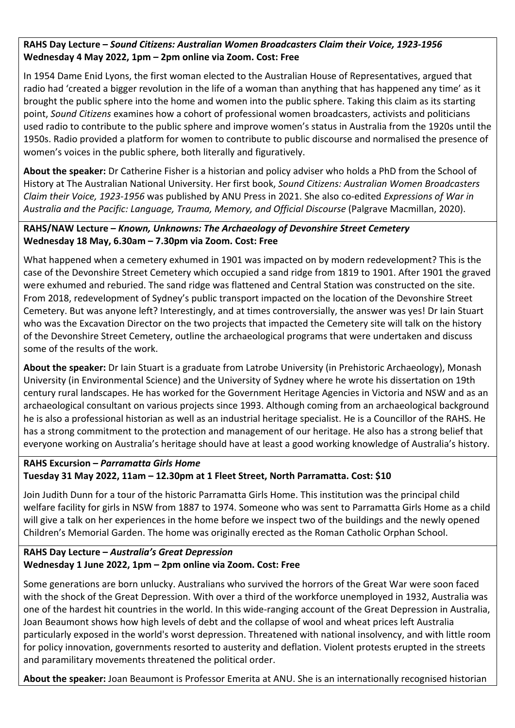**RAHS Day Lecture –** ***Sound Citizens: Australian Women Broadcasters Claim their Voice, 1923-1956***
**Wednesday 4 May 2022, 1pm – 2pm online via Zoom. Cost: Free**

In 1954 Dame Enid Lyons, the first woman elected to the Australian House of Representatives, argued that radio had 'created a bigger revolution in the life of a woman than anything that has happened any time' as it brought the public sphere into the home and women into the public sphere. Taking this claim as its starting point, *Sound Citizens* examines how a cohort of professional women broadcasters, activists and politicians used radio to contribute to the public sphere and improve women's status in Australia from the 1920s until the 1950s. Radio provided a platform for women to contribute to public discourse and normalised the presence of women's voices in the public sphere, both literally and figuratively.

**About the speaker:** Dr Catherine Fisher is a historian and policy adviser who holds a PhD from the School of History at The Australian National University. Her first book, *Sound Citizens: Australian Women Broadcasters Claim their Voice, 1923-1956* was published by ANU Press in 2021. She also co-edited *Expressions of War in Australia and the Pacific: Language, Trauma, Memory, and Official Discourse* (Palgrave Macmillan, 2020).

**RAHS/NAW Lecture –** ***Known, Unknowns: The Archaeology of Devonshire Street Cemetery***
**Wednesday 18 May, 6.30am – 7.30pm via Zoom. Cost: Free**

What happened when a cemetery exhumed in 1901 was impacted on by modern redevelopment? This is the case of the Devonshire Street Cemetery which occupied a sand ridge from 1819 to 1901. After 1901 the graved were exhumed and reburied. The sand ridge was flattened and Central Station was constructed on the site. From 2018, redevelopment of Sydney's public transport impacted on the location of the Devonshire Street Cemetery. But was anyone left? Interestingly, and at times controversially, the answer was yes! Dr Iain Stuart who was the Excavation Director on the two projects that impacted the Cemetery site will talk on the history of the Devonshire Street Cemetery, outline the archaeological programs that were undertaken and discuss some of the results of the work.

**About the speaker:** Dr Iain Stuart is a graduate from Latrobe University (in Prehistoric Archaeology), Monash University (in Environmental Science) and the University of Sydney where he wrote his dissertation on 19th century rural landscapes. He has worked for the Government Heritage Agencies in Victoria and NSW and as an archaeological consultant on various projects since 1993. Although coming from an archaeological background he is also a professional historian as well as an industrial heritage specialist. He is a Councillor of the RAHS. He has a strong commitment to the protection and management of our heritage. He also has a strong belief that everyone working on Australia's heritage should have at least a good working knowledge of Australia's history.

**RAHS Excursion –** ***Parramatta Girls Home***
**Tuesday 31 May 2022, 11am – 12.30pm at 1 Fleet Street, North Parramatta. Cost: $10**

Join Judith Dunn for a tour of the historic Parramatta Girls Home. This institution was the principal child welfare facility for girls in NSW from 1887 to 1974. Someone who was sent to Parramatta Girls Home as a child will give a talk on her experiences in the home before we inspect two of the buildings and the newly opened Children's Memorial Garden. The home was originally erected as the Roman Catholic Orphan School.

**RAHS Day Lecture –** ***Australia's Great Depression***
**Wednesday 1 June 2022, 1pm – 2pm online via Zoom. Cost: Free**

Some generations are born unlucky. Australians who survived the horrors of the Great War were soon faced with the shock of the Great Depression. With over a third of the workforce unemployed in 1932, Australia was one of the hardest hit countries in the world. In this wide-ranging account of the Great Depression in Australia, Joan Beaumont shows how high levels of debt and the collapse of wool and wheat prices left Australia particularly exposed in the world's worst depression. Threatened with national insolvency, and with little room for policy innovation, governments resorted to austerity and deflation. Violent protests erupted in the streets and paramilitary movements threatened the political order.

**About the speaker:** Joan Beaumont is Professor Emerita at ANU. She is an internationally recognised historian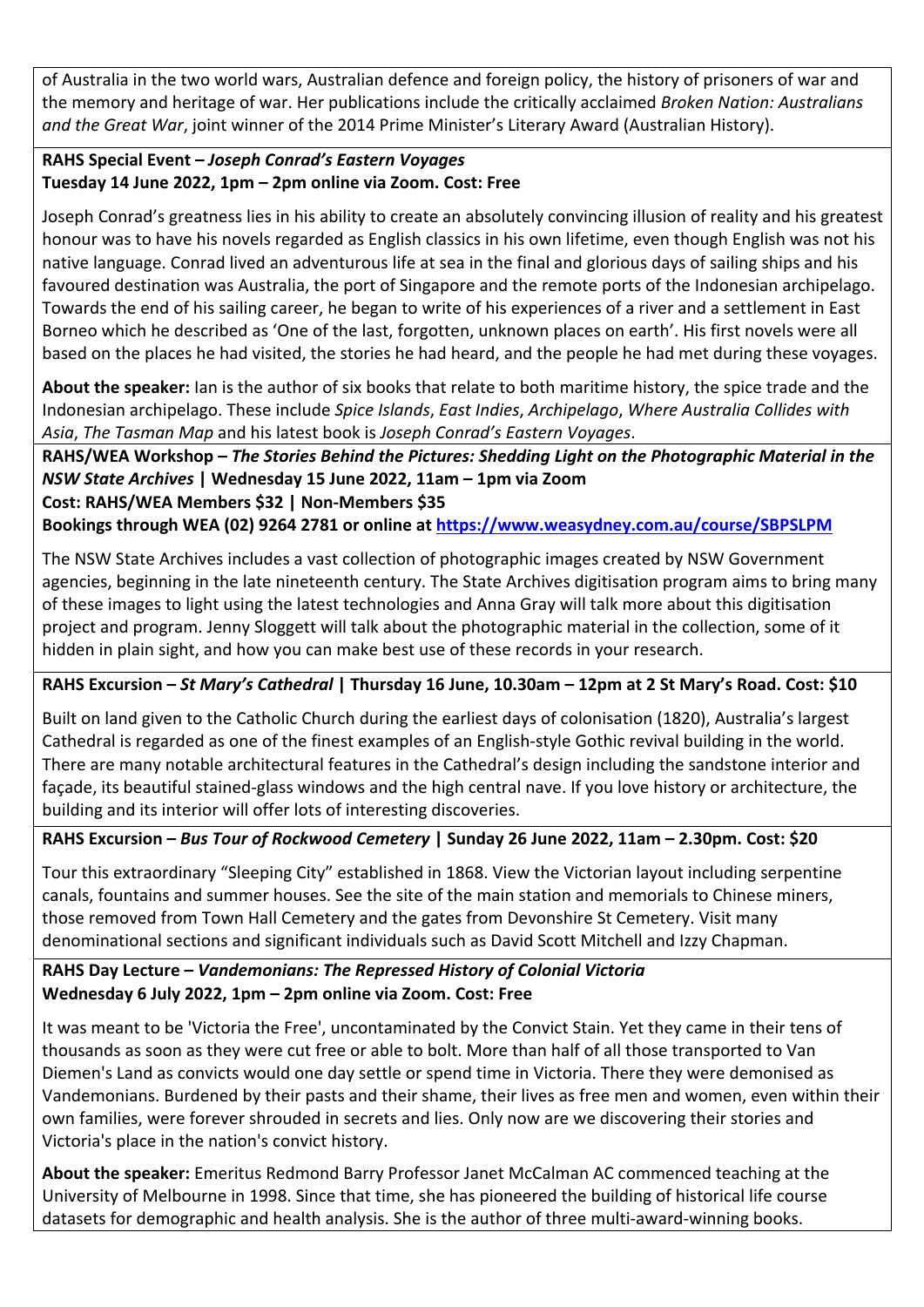of Australia in the two world wars, Australian defence and foreign policy, the history of prisoners of war and the memory and heritage of war. Her publications include the critically acclaimed *Broken Nation: Australians and the Great War*, joint winner of the 2014 Prime Minister's Literary Award (Australian History).

**RAHS Special Event – *Joseph Conrad's Eastern Voyages***
**Tuesday 14 June 2022, 1pm – 2pm online via Zoom. Cost: Free**

Joseph Conrad's greatness lies in his ability to create an absolutely convincing illusion of reality and his greatest honour was to have his novels regarded as English classics in his own lifetime, even though English was not his native language. Conrad lived an adventurous life at sea in the final and glorious days of sailing ships and his favoured destination was Australia, the port of Singapore and the remote ports of the Indonesian archipelago. Towards the end of his sailing career, he began to write of his experiences of a river and a settlement in East Borneo which he described as 'One of the last, forgotten, unknown places on earth'. His first novels were all based on the places he had visited, the stories he had heard, and the people he had met during these voyages.

**About the speaker:** Ian is the author of six books that relate to both maritime history, the spice trade and the Indonesian archipelago. These include *Spice Islands*, *East Indies*, *Archipelago*, *Where Australia Collides with Asia*, *The Tasman Map* and his latest book is *Joseph Conrad's Eastern Voyages*.

**RAHS/WEA Workshop – *The Stories Behind the Pictures: Shedding Light on the Photographic Material in the NSW State Archives* | Wednesday 15 June 2022, 11am – 1pm via Zoom**
**Cost: RAHS/WEA Members $32 | Non-Members $35**
**Bookings through WEA (02) 9264 2781 or online at https://www.weasydney.com.au/course/SBPSLPM**

The NSW State Archives includes a vast collection of photographic images created by NSW Government agencies, beginning in the late nineteenth century. The State Archives digitisation program aims to bring many of these images to light using the latest technologies and Anna Gray will talk more about this digitisation project and program. Jenny Sloggett will talk about the photographic material in the collection, some of it hidden in plain sight, and how you can make best use of these records in your research.

**RAHS Excursion – *St Mary's Cathedral* | Thursday 16 June, 10.30am – 12pm at 2 St Mary's Road. Cost: $10**

Built on land given to the Catholic Church during the earliest days of colonisation (1820), Australia's largest Cathedral is regarded as one of the finest examples of an English-style Gothic revival building in the world. There are many notable architectural features in the Cathedral's design including the sandstone interior and façade, its beautiful stained-glass windows and the high central nave. If you love history or architecture, the building and its interior will offer lots of interesting discoveries.

**RAHS Excursion – *Bus Tour of Rockwood Cemetery* | Sunday 26 June 2022, 11am – 2.30pm. Cost: $20**

Tour this extraordinary "Sleeping City" established in 1868. View the Victorian layout including serpentine canals, fountains and summer houses. See the site of the main station and memorials to Chinese miners, those removed from Town Hall Cemetery and the gates from Devonshire St Cemetery. Visit many denominational sections and significant individuals such as David Scott Mitchell and Izzy Chapman.

**RAHS Day Lecture – *Vandemonians: The Repressed History of Colonial Victoria***
**Wednesday 6 July 2022, 1pm – 2pm online via Zoom. Cost: Free**

It was meant to be 'Victoria the Free', uncontaminated by the Convict Stain. Yet they came in their tens of thousands as soon as they were cut free or able to bolt. More than half of all those transported to Van Diemen's Land as convicts would one day settle or spend time in Victoria. There they were demonised as Vandemonians. Burdened by their pasts and their shame, their lives as free men and women, even within their own families, were forever shrouded in secrets and lies. Only now are we discovering their stories and Victoria's place in the nation's convict history.

**About the speaker:** Emeritus Redmond Barry Professor Janet McCalman AC commenced teaching at the University of Melbourne in 1998. Since that time, she has pioneered the building of historical life course datasets for demographic and health analysis. She is the author of three multi-award-winning books.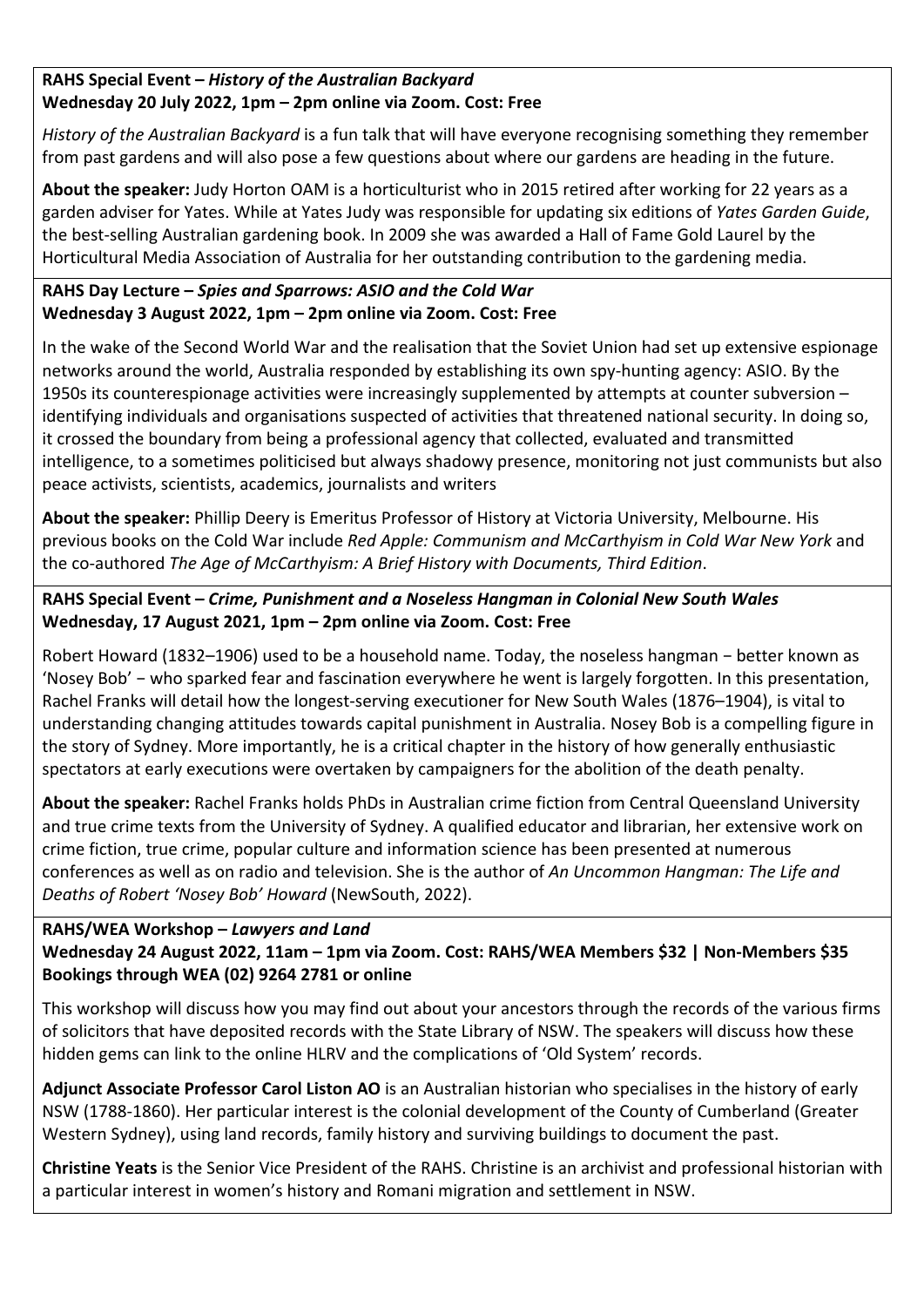**RAHS Special Event –** ***History of the Australian Backyard***
**Wednesday 20 July 2022, 1pm – 2pm online via Zoom. Cost: Free**

*History of the Australian Backyard* is a fun talk that will have everyone recognising something they remember from past gardens and will also pose a few questions about where our gardens are heading in the future.

**About the speaker:** Judy Horton OAM is a horticulturist who in 2015 retired after working for 22 years as a garden adviser for Yates. While at Yates Judy was responsible for updating six editions of *Yates Garden Guide*, the best-selling Australian gardening book. In 2009 she was awarded a Hall of Fame Gold Laurel by the Horticultural Media Association of Australia for her outstanding contribution to the gardening media.

**RAHS Day Lecture –** ***Spies and Sparrows: ASIO and the Cold War***
**Wednesday 3 August 2022, 1pm – 2pm online via Zoom. Cost: Free**

In the wake of the Second World War and the realisation that the Soviet Union had set up extensive espionage networks around the world, Australia responded by establishing its own spy-hunting agency: ASIO. By the 1950s its counterespionage activities were increasingly supplemented by attempts at counter subversion – identifying individuals and organisations suspected of activities that threatened national security. In doing so, it crossed the boundary from being a professional agency that collected, evaluated and transmitted intelligence, to a sometimes politicised but always shadowy presence, monitoring not just communists but also peace activists, scientists, academics, journalists and writers

**About the speaker:** Phillip Deery is Emeritus Professor of History at Victoria University, Melbourne. His previous books on the Cold War include *Red Apple: Communism and McCarthyism in Cold War New York* and the co-authored *The Age of McCarthyism: A Brief History with Documents, Third Edition*.

**RAHS Special Event –** ***Crime, Punishment and a Noseless Hangman in Colonial New South Wales***
**Wednesday, 17 August 2021, 1pm – 2pm online via Zoom. Cost: Free**

Robert Howard (1832–1906) used to be a household name. Today, the noseless hangman − better known as 'Nosey Bob' − who sparked fear and fascination everywhere he went is largely forgotten. In this presentation, Rachel Franks will detail how the longest-serving executioner for New South Wales (1876–1904), is vital to understanding changing attitudes towards capital punishment in Australia. Nosey Bob is a compelling figure in the story of Sydney. More importantly, he is a critical chapter in the history of how generally enthusiastic spectators at early executions were overtaken by campaigners for the abolition of the death penalty.

**About the speaker:** Rachel Franks holds PhDs in Australian crime fiction from Central Queensland University and true crime texts from the University of Sydney. A qualified educator and librarian, her extensive work on crime fiction, true crime, popular culture and information science has been presented at numerous conferences as well as on radio and television. She is the author of *An Uncommon Hangman: The Life and Deaths of Robert 'Nosey Bob' Howard* (NewSouth, 2022).

**RAHS/WEA Workshop –** ***Lawyers and Land***
**Wednesday 24 August 2022, 11am – 1pm via Zoom. Cost: RAHS/WEA Members $32 | Non-Members $35**
**Bookings through WEA (02) 9264 2781 or online**

This workshop will discuss how you may find out about your ancestors through the records of the various firms of solicitors that have deposited records with the State Library of NSW. The speakers will discuss how these hidden gems can link to the online HLRV and the complications of 'Old System' records.

**Adjunct Associate Professor Carol Liston AO** is an Australian historian who specialises in the history of early NSW (1788-1860). Her particular interest is the colonial development of the County of Cumberland (Greater Western Sydney), using land records, family history and surviving buildings to document the past.

**Christine Yeats** is the Senior Vice President of the RAHS. Christine is an archivist and professional historian with a particular interest in women's history and Romani migration and settlement in NSW.